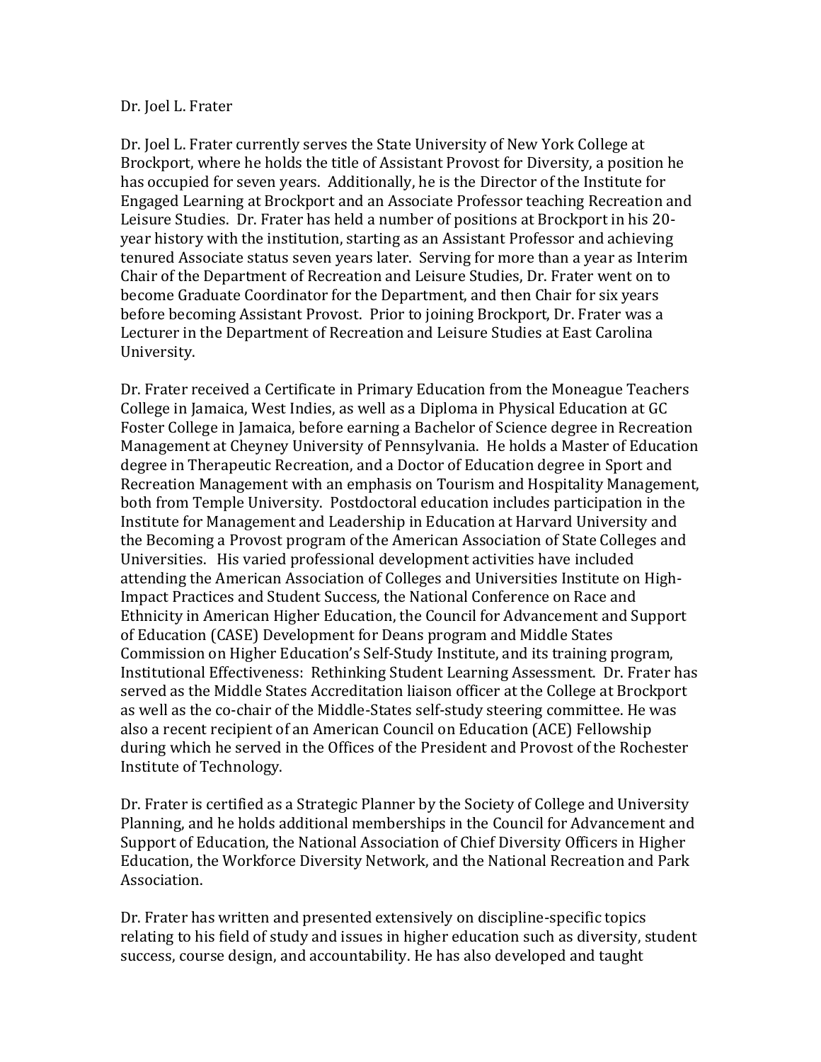Dr. Joel L. Frater

Dr. Joel L. Frater currently serves the State University of New York College at Brockport, where he holds the title of Assistant Provost for Diversity, a position he has occupied for seven years. Additionally, he is the Director of the Institute for Engaged Learning at Brockport and an Associate Professor teaching Recreation and Leisure Studies. Dr. Frater has held a number of positions at Brockport in his 20-year history with the institution, starting as an Assistant Professor and achieving tenured Associate status seven years later. Serving for more than a year as Interim Chair of the Department of Recreation and Leisure Studies, Dr. Frater went on to become Graduate Coordinator for the Department, and then Chair for six years before becoming Assistant Provost. Prior to joining Brockport, Dr. Frater was a Lecturer in the Department of Recreation and Leisure Studies at East Carolina University.

Dr. Frater received a Certificate in Primary Education from the Moneague Teachers College in Jamaica, West Indies, as well as a Diploma in Physical Education at GC Foster College in Jamaica, before earning a Bachelor of Science degree in Recreation Management at Cheyney University of Pennsylvania. He holds a Master of Education degree in Therapeutic Recreation, and a Doctor of Education degree in Sport and Recreation Management with an emphasis on Tourism and Hospitality Management, both from Temple University. Postdoctoral education includes participation in the Institute for Management and Leadership in Education at Harvard University and the Becoming a Provost program of the American Association of State Colleges and Universities. His varied professional development activities have included attending the American Association of Colleges and Universities Institute on High-Impact Practices and Student Success, the National Conference on Race and Ethnicity in American Higher Education, the Council for Advancement and Support of Education (CASE) Development for Deans program and Middle States Commission on Higher Education's Self-Study Institute, and its training program, Institutional Effectiveness: Rethinking Student Learning Assessment. Dr. Frater has served as the Middle States Accreditation liaison officer at the College at Brockport as well as the co-chair of the Middle-States self-study steering committee. He was also a recent recipient of an American Council on Education (ACE) Fellowship during which he served in the Offices of the President and Provost of the Rochester Institute of Technology.

Dr. Frater is certified as a Strategic Planner by the Society of College and University Planning, and he holds additional memberships in the Council for Advancement and Support of Education, the National Association of Chief Diversity Officers in Higher Education, the Workforce Diversity Network, and the National Recreation and Park Association.

Dr. Frater has written and presented extensively on discipline-specific topics relating to his field of study and issues in higher education such as diversity, student success, course design, and accountability. He has also developed and taught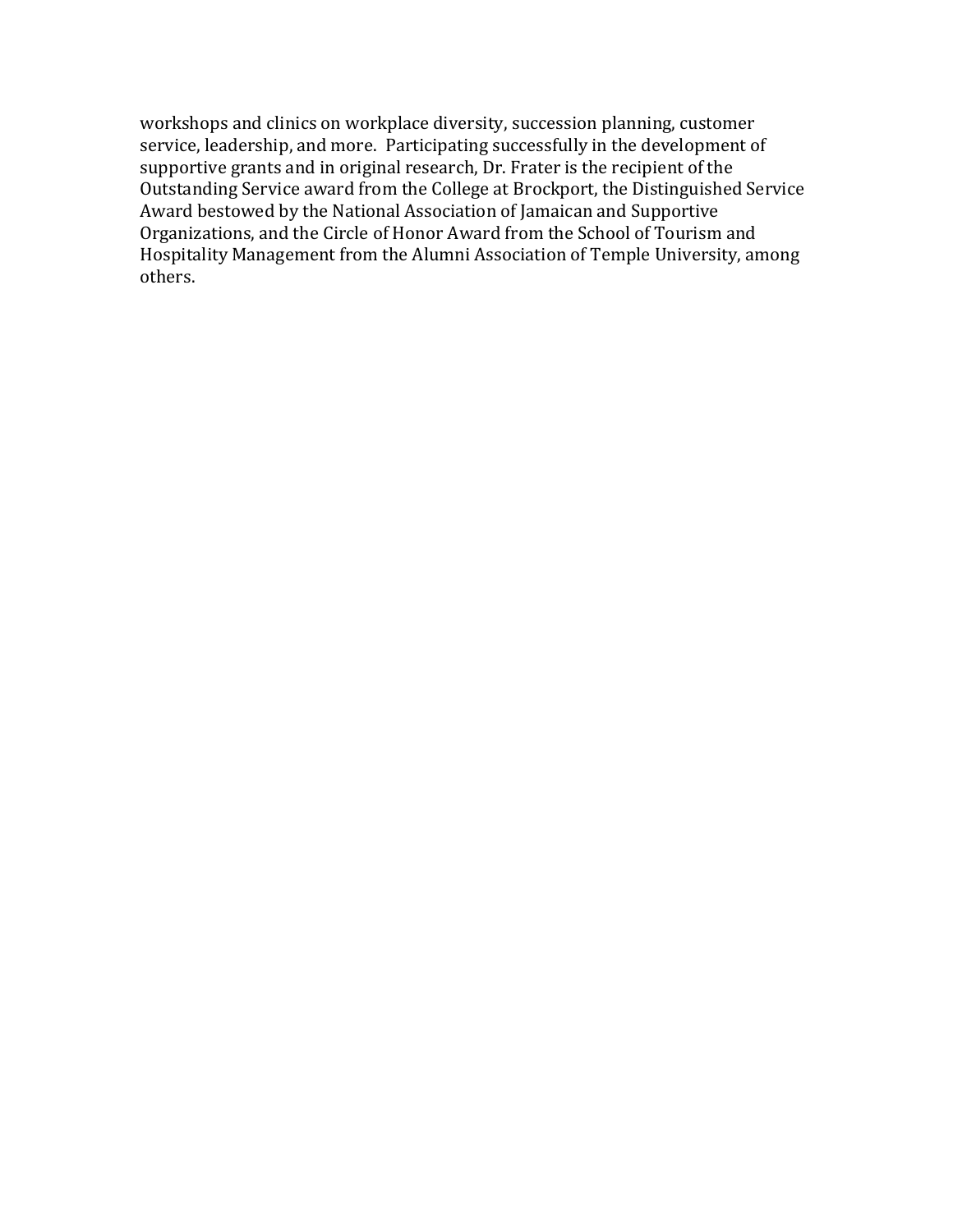workshops and clinics on workplace diversity, succession planning, customer service, leadership, and more. Participating successfully in the development of supportive grants and in original research, Dr. Frater is the recipient of the Outstanding Service award from the College at Brockport, the Distinguished Service Award bestowed by the National Association of Jamaican and Supportive Organizations, and the Circle of Honor Award from the School of Tourism and Hospitality Management from the Alumni Association of Temple University, among others.